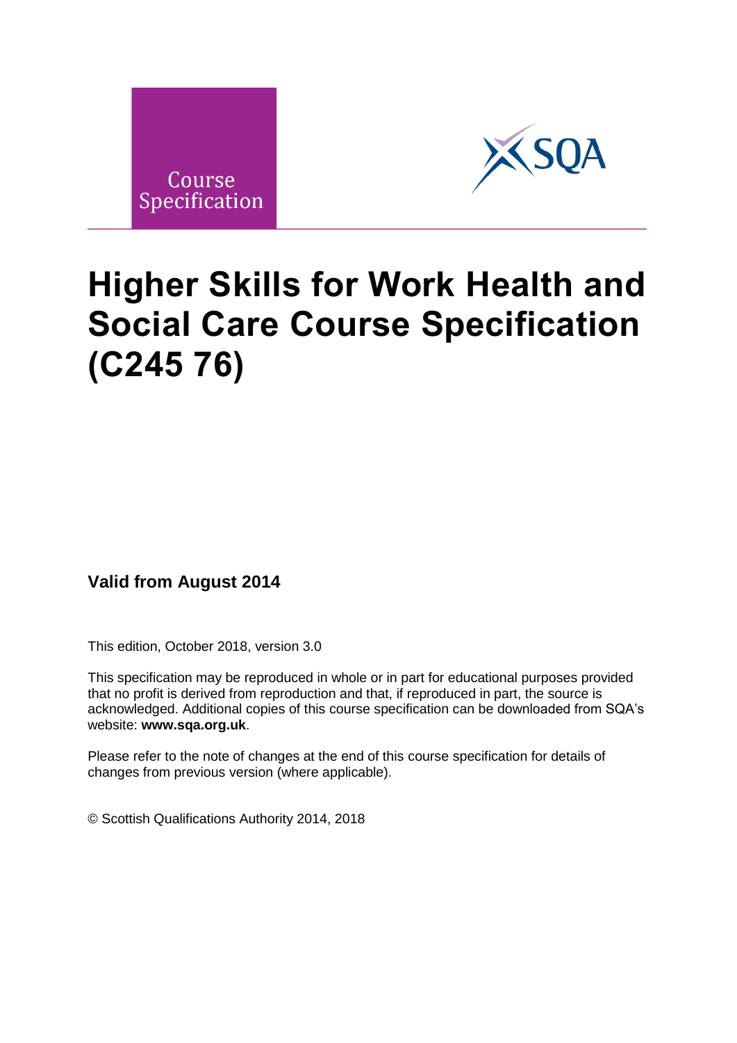Course Specification

# Higher Skills for Work Health and Social Care Course Specification (C245 76)

**Valid from August 2014**

This edition, October 2018, version 3.0

This specification may be reproduced in whole or in part for educational purposes provided that no profit is derived from reproduction and that, if reproduced in part, the source is acknowledged. Additional copies of this course specification can be downloaded from SQA's website: **www.sqa.org.uk**.

Please refer to the note of changes at the end of this course specification for details of changes from previous version (where applicable).

© Scottish Qualifications Authority 2014, 2018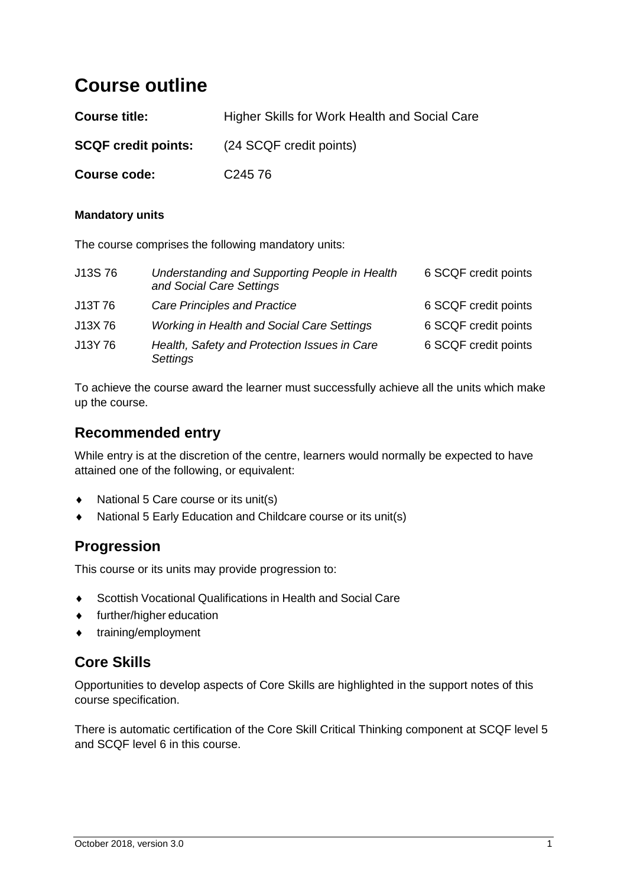# Course outline

**Course title:** Higher Skills for Work Health and Social Care

**SCQF credit points:** (24 SCQF credit points)

**Course code:** C245 76

#### Mandatory units

The course comprises the following mandatory units:

| | | |
|---|---|---|
| J13S 76 | *Understanding and Supporting People in Health and Social Care Settings* | 6 SCQF credit points |
| J13T 76 | *Care Principles and Practice* | 6 SCQF credit points |
| J13X 76 | *Working in Health and Social Care Settings* | 6 SCQF credit points |
| J13Y 76 | *Health, Safety and Protection Issues in Care Settings* | 6 SCQF credit points |

To achieve the course award the learner must successfully achieve all the units which make up the course.

## Recommended entry

While entry is at the discretion of the centre, learners would normally be expected to have attained one of the following, or equivalent:

- National 5 Care course or its unit(s)
- National 5 Early Education and Childcare course or its unit(s)

## Progression

This course or its units may provide progression to:

- Scottish Vocational Qualifications in Health and Social Care
- further/higher education
- training/employment

## Core Skills

Opportunities to develop aspects of Core Skills are highlighted in the support notes of this course specification.

There is automatic certification of the Core Skill Critical Thinking component at SCQF level 5 and SCQF level 6 in this course.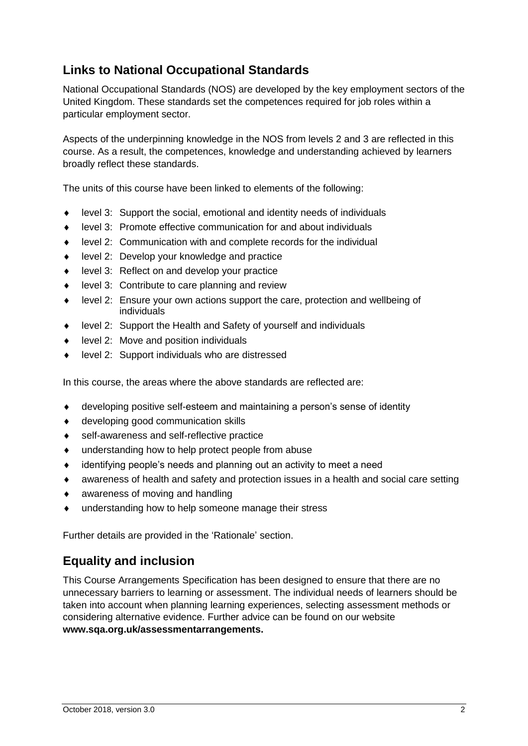## Links to National Occupational Standards

National Occupational Standards (NOS) are developed by the key employment sectors of the United Kingdom. These standards set the competences required for job roles within a particular employment sector.

Aspects of the underpinning knowledge in the NOS from levels 2 and 3 are reflected in this course. As a result, the competences, knowledge and understanding achieved by learners broadly reflect these standards.

The units of this course have been linked to elements of the following:

- level 3: Support the social, emotional and identity needs of individuals
- level 3: Promote effective communication for and about individuals
- level 2: Communication with and complete records for the individual
- level 2: Develop your knowledge and practice
- level 3: Reflect on and develop your practice
- level 3: Contribute to care planning and review
- level 2: Ensure your own actions support the care, protection and wellbeing of individuals
- level 2: Support the Health and Safety of yourself and individuals
- level 2: Move and position individuals
- level 2: Support individuals who are distressed

In this course, the areas where the above standards are reflected are:

- developing positive self-esteem and maintaining a person's sense of identity
- developing good communication skills
- self-awareness and self-reflective practice
- understanding how to help protect people from abuse
- identifying people's needs and planning out an activity to meet a need
- awareness of health and safety and protection issues in a health and social care setting
- awareness of moving and handling
- understanding how to help someone manage their stress

Further details are provided in the 'Rationale' section.

## Equality and inclusion

This Course Arrangements Specification has been designed to ensure that there are no unnecessary barriers to learning or assessment. The individual needs of learners should be taken into account when planning learning experiences, selecting assessment methods or considering alternative evidence. Further advice can be found on our website **www.sqa.org.uk/assessmentarrangements.**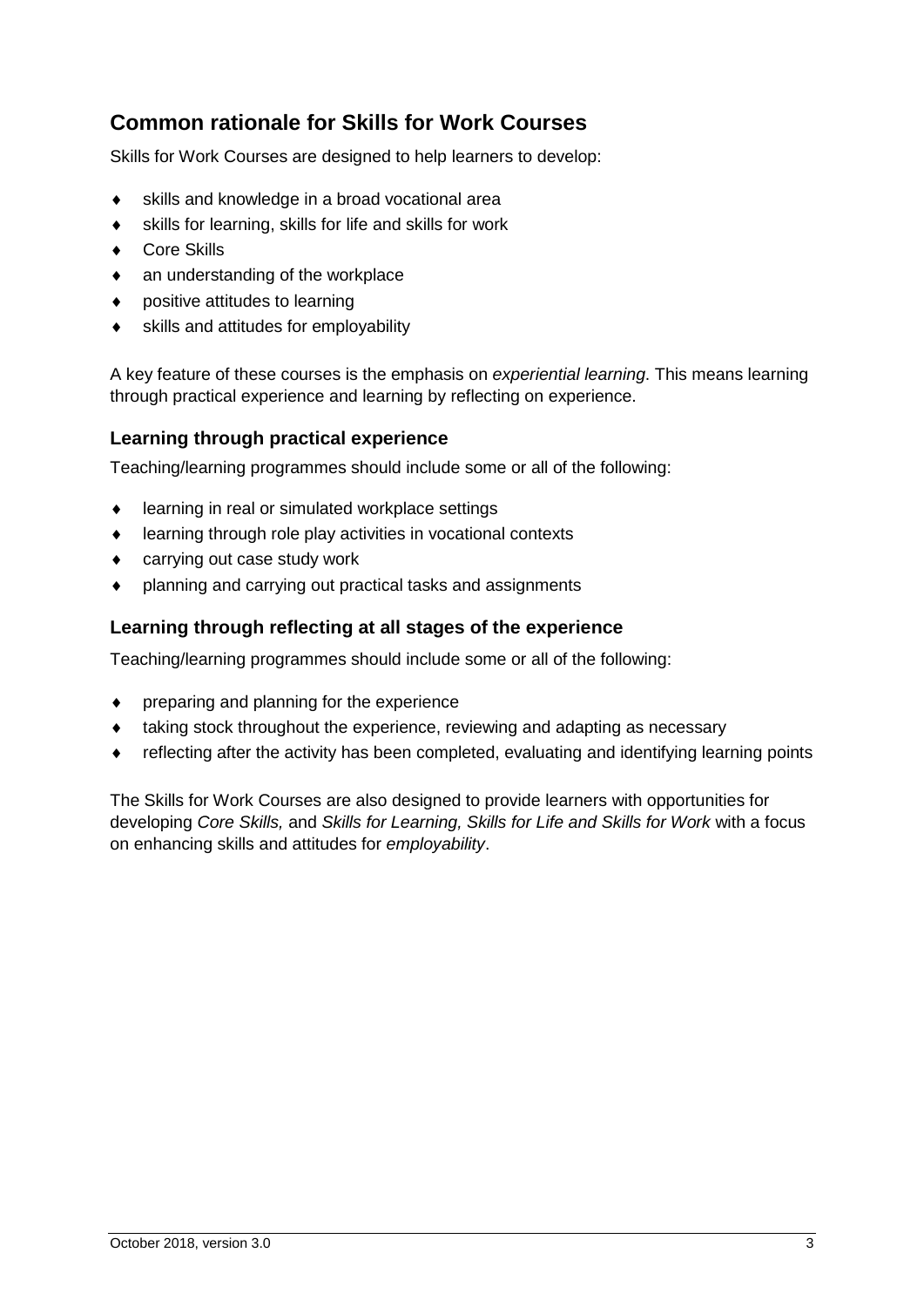## Common rationale for Skills for Work Courses

Skills for Work Courses are designed to help learners to develop:

- skills and knowledge in a broad vocational area
- skills for learning, skills for life and skills for work
- Core Skills
- an understanding of the workplace
- positive attitudes to learning
- skills and attitudes for employability

A key feature of these courses is the emphasis on *experiential learning*. This means learning through practical experience and learning by reflecting on experience.

### Learning through practical experience

Teaching/learning programmes should include some or all of the following:

- learning in real or simulated workplace settings
- learning through role play activities in vocational contexts
- carrying out case study work
- planning and carrying out practical tasks and assignments

### Learning through reflecting at all stages of the experience

Teaching/learning programmes should include some or all of the following:

- preparing and planning for the experience
- taking stock throughout the experience, reviewing and adapting as necessary
- reflecting after the activity has been completed, evaluating and identifying learning points

The Skills for Work Courses are also designed to provide learners with opportunities for developing *Core Skills,* and *Skills for Learning, Skills for Life and Skills for Work* with a focus on enhancing skills and attitudes for *employability*.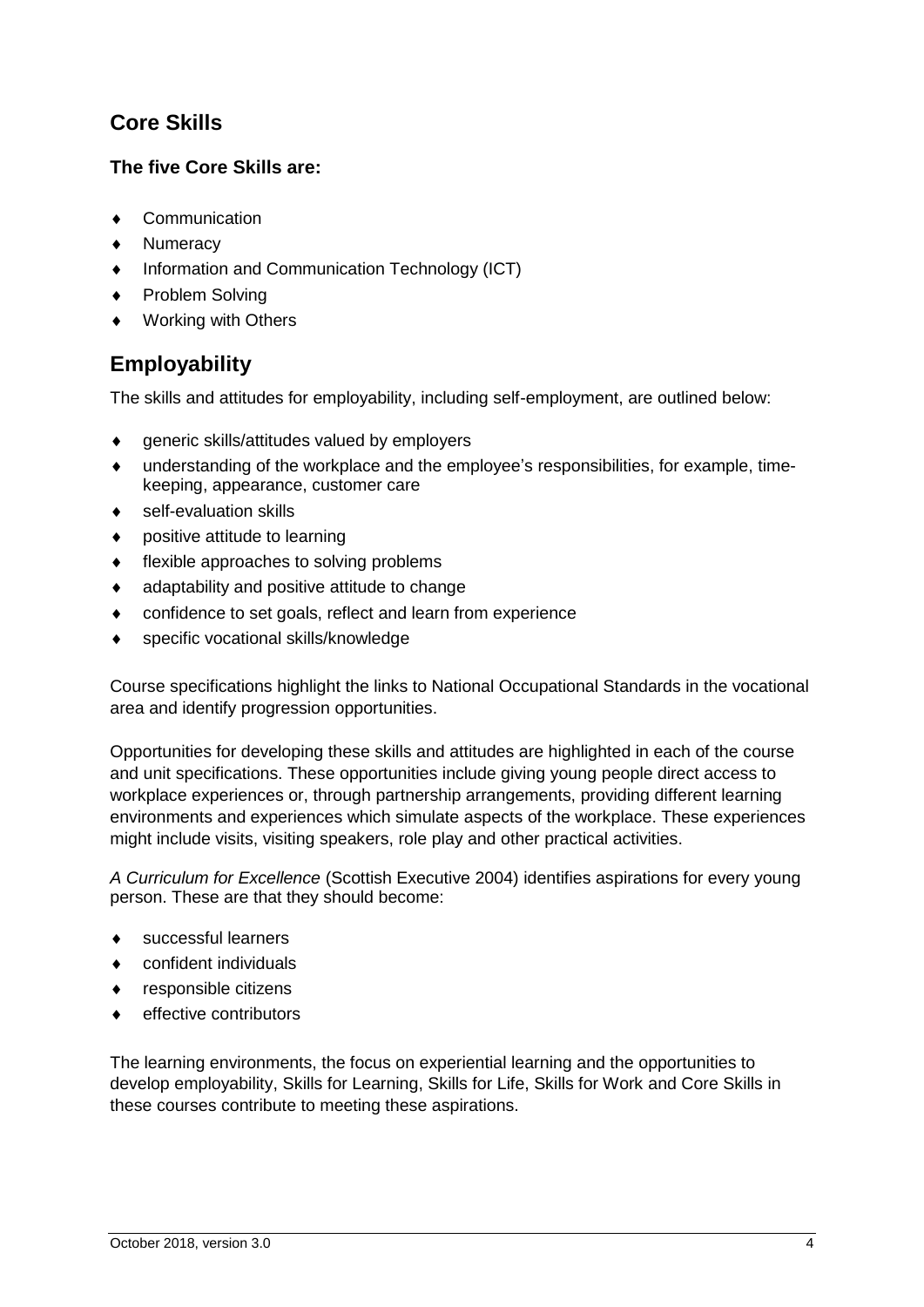## Core Skills

**The five Core Skills are:**

- Communication
- Numeracy
- Information and Communication Technology (ICT)
- Problem Solving
- Working with Others

## Employability

The skills and attitudes for employability, including self-employment, are outlined below:

- generic skills/attitudes valued by employers
- understanding of the workplace and the employee's responsibilities, for example, time-keeping, appearance, customer care
- self-evaluation skills
- positive attitude to learning
- flexible approaches to solving problems
- adaptability and positive attitude to change
- confidence to set goals, reflect and learn from experience
- specific vocational skills/knowledge

Course specifications highlight the links to National Occupational Standards in the vocational area and identify progression opportunities.

Opportunities for developing these skills and attitudes are highlighted in each of the course and unit specifications. These opportunities include giving young people direct access to workplace experiences or, through partnership arrangements, providing different learning environments and experiences which simulate aspects of the workplace. These experiences might include visits, visiting speakers, role play and other practical activities.

*A Curriculum for Excellence* (Scottish Executive 2004) identifies aspirations for every young person. These are that they should become:

- successful learners
- confident individuals
- responsible citizens
- effective contributors

The learning environments, the focus on experiential learning and the opportunities to develop employability, Skills for Learning, Skills for Life, Skills for Work and Core Skills in these courses contribute to meeting these aspirations.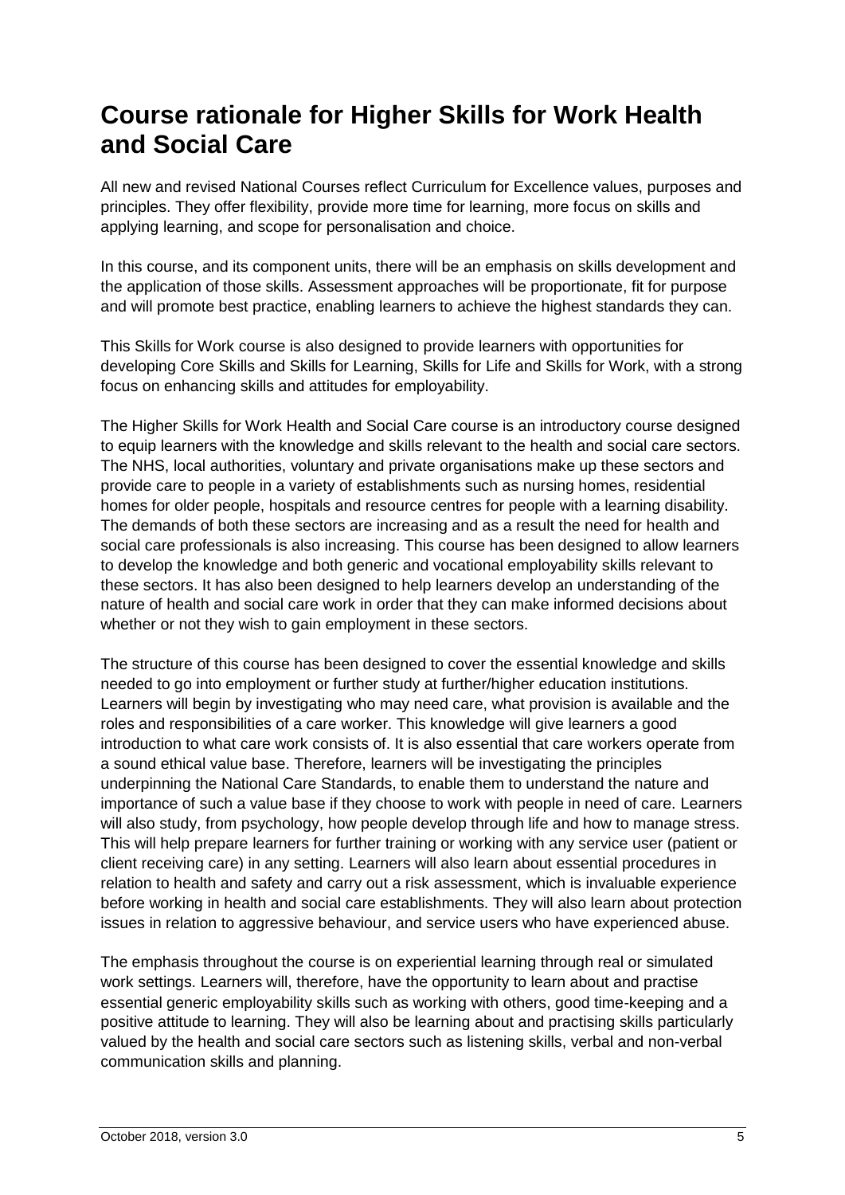# Course rationale for Higher Skills for Work Health and Social Care

All new and revised National Courses reflect Curriculum for Excellence values, purposes and principles. They offer flexibility, provide more time for learning, more focus on skills and applying learning, and scope for personalisation and choice.

In this course, and its component units, there will be an emphasis on skills development and the application of those skills. Assessment approaches will be proportionate, fit for purpose and will promote best practice, enabling learners to achieve the highest standards they can.

This Skills for Work course is also designed to provide learners with opportunities for developing Core Skills and Skills for Learning, Skills for Life and Skills for Work, with a strong focus on enhancing skills and attitudes for employability.

The Higher Skills for Work Health and Social Care course is an introductory course designed to equip learners with the knowledge and skills relevant to the health and social care sectors. The NHS, local authorities, voluntary and private organisations make up these sectors and provide care to people in a variety of establishments such as nursing homes, residential homes for older people, hospitals and resource centres for people with a learning disability. The demands of both these sectors are increasing and as a result the need for health and social care professionals is also increasing. This course has been designed to allow learners to develop the knowledge and both generic and vocational employability skills relevant to these sectors. It has also been designed to help learners develop an understanding of the nature of health and social care work in order that they can make informed decisions about whether or not they wish to gain employment in these sectors.

The structure of this course has been designed to cover the essential knowledge and skills needed to go into employment or further study at further/higher education institutions. Learners will begin by investigating who may need care, what provision is available and the roles and responsibilities of a care worker. This knowledge will give learners a good introduction to what care work consists of. It is also essential that care workers operate from a sound ethical value base. Therefore, learners will be investigating the principles underpinning the National Care Standards, to enable them to understand the nature and importance of such a value base if they choose to work with people in need of care. Learners will also study, from psychology, how people develop through life and how to manage stress. This will help prepare learners for further training or working with any service user (patient or client receiving care) in any setting. Learners will also learn about essential procedures in relation to health and safety and carry out a risk assessment, which is invaluable experience before working in health and social care establishments. They will also learn about protection issues in relation to aggressive behaviour, and service users who have experienced abuse.

The emphasis throughout the course is on experiential learning through real or simulated work settings. Learners will, therefore, have the opportunity to learn about and practise essential generic employability skills such as working with others, good time-keeping and a positive attitude to learning. They will also be learning about and practising skills particularly valued by the health and social care sectors such as listening skills, verbal and non-verbal communication skills and planning.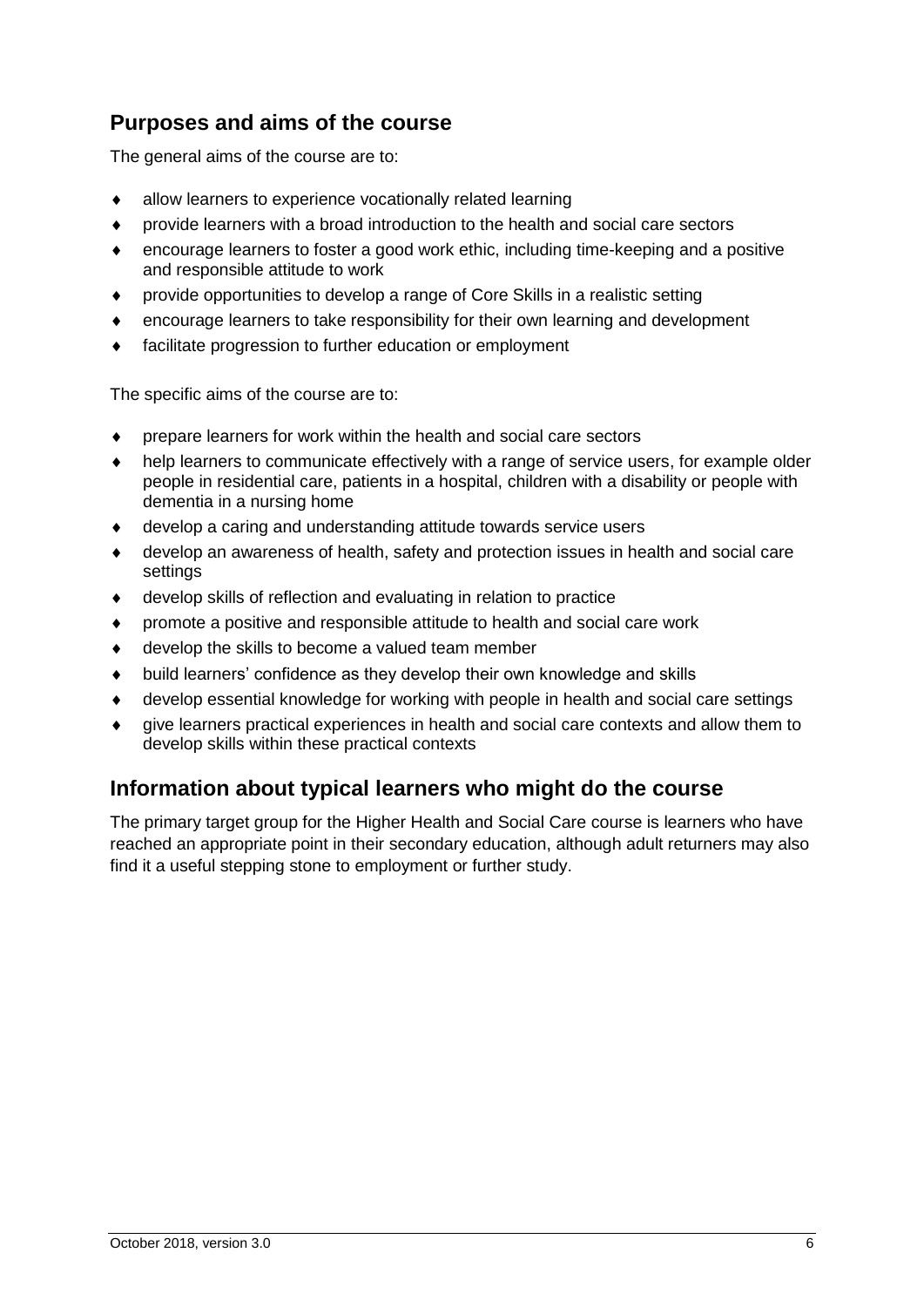## Purposes and aims of the course

The general aims of the course are to:

- allow learners to experience vocationally related learning
- provide learners with a broad introduction to the health and social care sectors
- encourage learners to foster a good work ethic, including time-keeping and a positive and responsible attitude to work
- provide opportunities to develop a range of Core Skills in a realistic setting
- encourage learners to take responsibility for their own learning and development
- facilitate progression to further education or employment

The specific aims of the course are to:

- prepare learners for work within the health and social care sectors
- help learners to communicate effectively with a range of service users, for example older people in residential care, patients in a hospital, children with a disability or people with dementia in a nursing home
- develop a caring and understanding attitude towards service users
- develop an awareness of health, safety and protection issues in health and social care settings
- develop skills of reflection and evaluating in relation to practice
- promote a positive and responsible attitude to health and social care work
- develop the skills to become a valued team member
- build learners' confidence as they develop their own knowledge and skills
- develop essential knowledge for working with people in health and social care settings
- give learners practical experiences in health and social care contexts and allow them to develop skills within these practical contexts

## Information about typical learners who might do the course

The primary target group for the Higher Health and Social Care course is learners who have reached an appropriate point in their secondary education, although adult returners may also find it a useful stepping stone to employment or further study.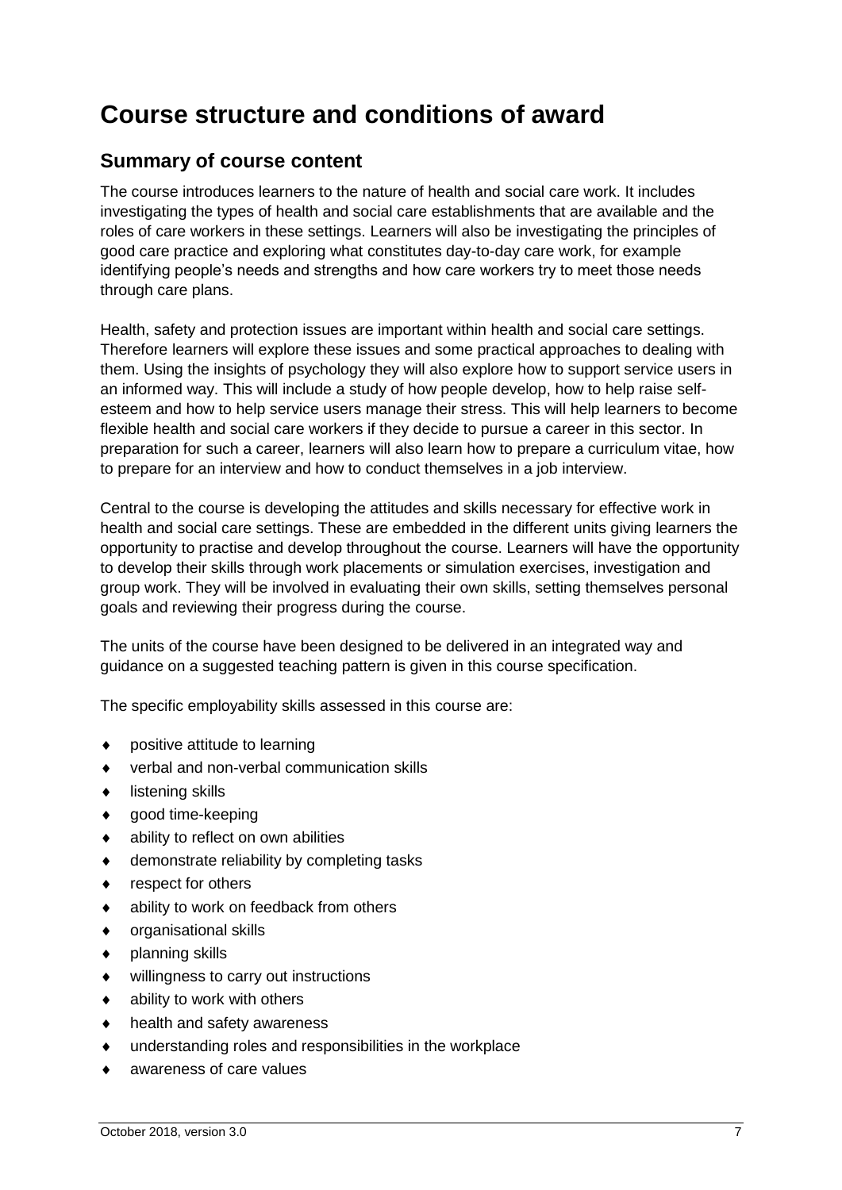# Course structure and conditions of award

## Summary of course content

The course introduces learners to the nature of health and social care work. It includes investigating the types of health and social care establishments that are available and the roles of care workers in these settings. Learners will also be investigating the principles of good care practice and exploring what constitutes day-to-day care work, for example identifying people's needs and strengths and how care workers try to meet those needs through care plans.

Health, safety and protection issues are important within health and social care settings. Therefore learners will explore these issues and some practical approaches to dealing with them. Using the insights of psychology they will also explore how to support service users in an informed way. This will include a study of how people develop, how to help raise self-esteem and how to help service users manage their stress. This will help learners to become flexible health and social care workers if they decide to pursue a career in this sector. In preparation for such a career, learners will also learn how to prepare a curriculum vitae, how to prepare for an interview and how to conduct themselves in a job interview.

Central to the course is developing the attitudes and skills necessary for effective work in health and social care settings. These are embedded in the different units giving learners the opportunity to practise and develop throughout the course. Learners will have the opportunity to develop their skills through work placements or simulation exercises, investigation and group work. They will be involved in evaluating their own skills, setting themselves personal goals and reviewing their progress during the course.

The units of the course have been designed to be delivered in an integrated way and guidance on a suggested teaching pattern is given in this course specification.

The specific employability skills assessed in this course are:

- positive attitude to learning
- verbal and non-verbal communication skills
- listening skills
- good time-keeping
- ability to reflect on own abilities
- demonstrate reliability by completing tasks
- respect for others
- ability to work on feedback from others
- organisational skills
- planning skills
- willingness to carry out instructions
- ability to work with others
- health and safety awareness
- understanding roles and responsibilities in the workplace
- awareness of care values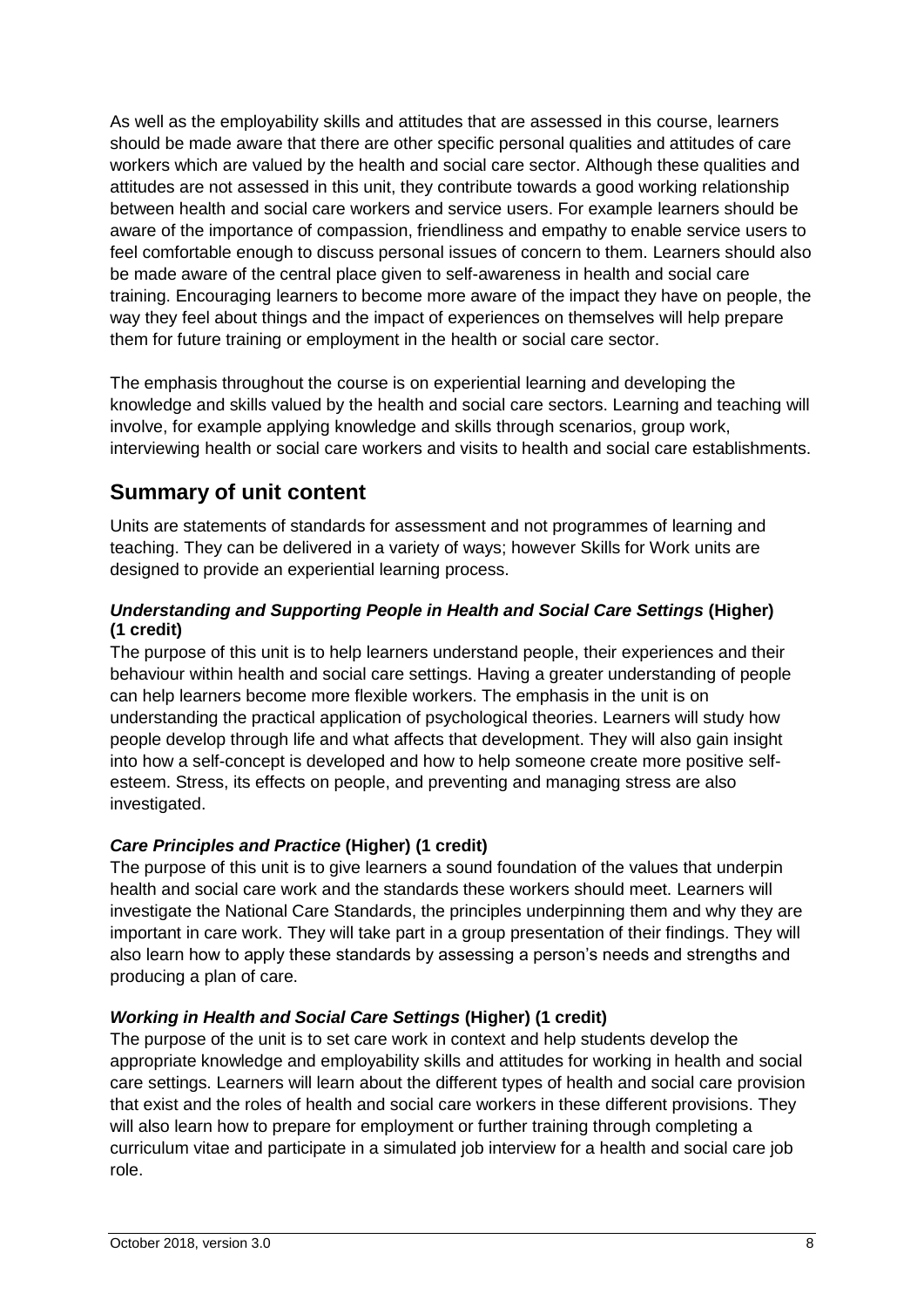As well as the employability skills and attitudes that are assessed in this course, learners should be made aware that there are other specific personal qualities and attitudes of care workers which are valued by the health and social care sector. Although these qualities and attitudes are not assessed in this unit, they contribute towards a good working relationship between health and social care workers and service users. For example learners should be aware of the importance of compassion, friendliness and empathy to enable service users to feel comfortable enough to discuss personal issues of concern to them. Learners should also be made aware of the central place given to self-awareness in health and social care training. Encouraging learners to become more aware of the impact they have on people, the way they feel about things and the impact of experiences on themselves will help prepare them for future training or employment in the health or social care sector.

The emphasis throughout the course is on experiential learning and developing the knowledge and skills valued by the health and social care sectors. Learning and teaching will involve, for example applying knowledge and skills through scenarios, group work, interviewing health or social care workers and visits to health and social care establishments.

## Summary of unit content

Units are statements of standards for assessment and not programmes of learning and teaching. They can be delivered in a variety of ways; however Skills for Work units are designed to provide an experiential learning process.

### *Understanding and Supporting People in Health and Social Care Settings* (Higher) (1 credit)

The purpose of this unit is to help learners understand people, their experiences and their behaviour within health and social care settings. Having a greater understanding of people can help learners become more flexible workers. The emphasis in the unit is on understanding the practical application of psychological theories. Learners will study how people develop through life and what affects that development. They will also gain insight into how a self-concept is developed and how to help someone create more positive self-esteem. Stress, its effects on people, and preventing and managing stress are also investigated.

### *Care Principles and Practice* (Higher) (1 credit)

The purpose of this unit is to give learners a sound foundation of the values that underpin health and social care work and the standards these workers should meet. Learners will investigate the National Care Standards, the principles underpinning them and why they are important in care work. They will take part in a group presentation of their findings. They will also learn how to apply these standards by assessing a person's needs and strengths and producing a plan of care.

### *Working in Health and Social Care Settings* (Higher) (1 credit)

The purpose of the unit is to set care work in context and help students develop the appropriate knowledge and employability skills and attitudes for working in health and social care settings. Learners will learn about the different types of health and social care provision that exist and the roles of health and social care workers in these different provisions. They will also learn how to prepare for employment or further training through completing a curriculum vitae and participate in a simulated job interview for a health and social care job role.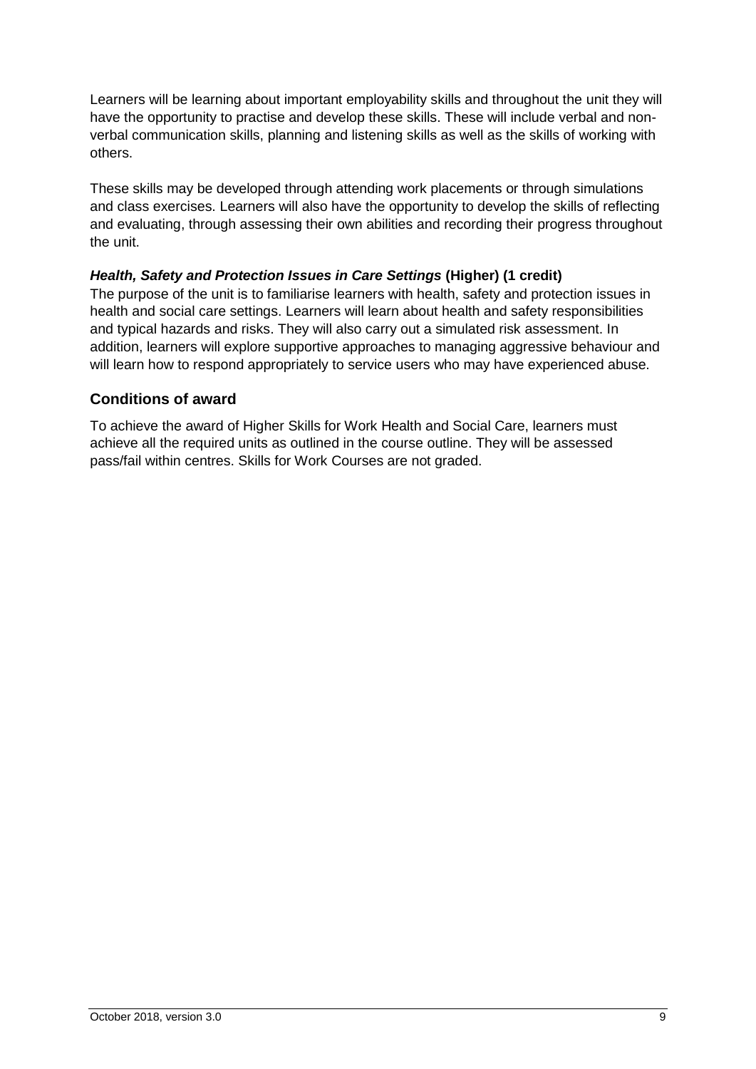Learners will be learning about important employability skills and throughout the unit they will have the opportunity to practise and develop these skills. These will include verbal and non-verbal communication skills, planning and listening skills as well as the skills of working with others.

These skills may be developed through attending work placements or through simulations and class exercises. Learners will also have the opportunity to develop the skills of reflecting and evaluating, through assessing their own abilities and recording their progress throughout the unit.

***Health, Safety and Protection Issues in Care Settings*** **(Higher) (1 credit)**
The purpose of the unit is to familiarise learners with health, safety and protection issues in health and social care settings. Learners will learn about health and safety responsibilities and typical hazards and risks. They will also carry out a simulated risk assessment. In addition, learners will explore supportive approaches to managing aggressive behaviour and will learn how to respond appropriately to service users who may have experienced abuse.

## Conditions of award

To achieve the award of Higher Skills for Work Health and Social Care, learners must achieve all the required units as outlined in the course outline. They will be assessed pass/fail within centres. Skills for Work Courses are not graded.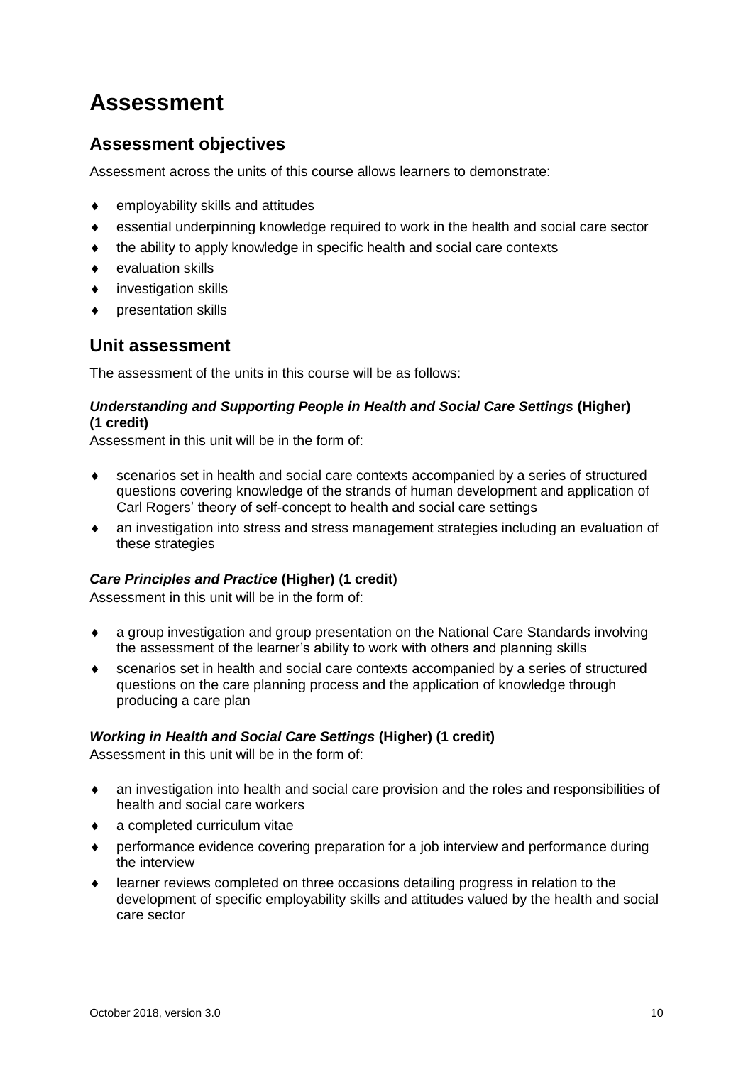# Assessment

## Assessment objectives

Assessment across the units of this course allows learners to demonstrate:

- employability skills and attitudes
- essential underpinning knowledge required to work in the health and social care sector
- the ability to apply knowledge in specific health and social care contexts
- evaluation skills
- investigation skills
- presentation skills

## Unit assessment

The assessment of the units in this course will be as follows:

***Understanding and Supporting People in Health and Social Care Settings*** **(Higher) (1 credit)**
Assessment in this unit will be in the form of:

- scenarios set in health and social care contexts accompanied by a series of structured questions covering knowledge of the strands of human development and application of Carl Rogers' theory of self-concept to health and social care settings
- an investigation into stress and stress management strategies including an evaluation of these strategies

***Care Principles and Practice*** **(Higher) (1 credit)**
Assessment in this unit will be in the form of:

- a group investigation and group presentation on the National Care Standards involving the assessment of the learner's ability to work with others and planning skills
- scenarios set in health and social care contexts accompanied by a series of structured questions on the care planning process and the application of knowledge through producing a care plan

***Working in Health and Social Care Settings*** **(Higher) (1 credit)**
Assessment in this unit will be in the form of:

- an investigation into health and social care provision and the roles and responsibilities of health and social care workers
- a completed curriculum vitae
- performance evidence covering preparation for a job interview and performance during the interview
- learner reviews completed on three occasions detailing progress in relation to the development of specific employability skills and attitudes valued by the health and social care sector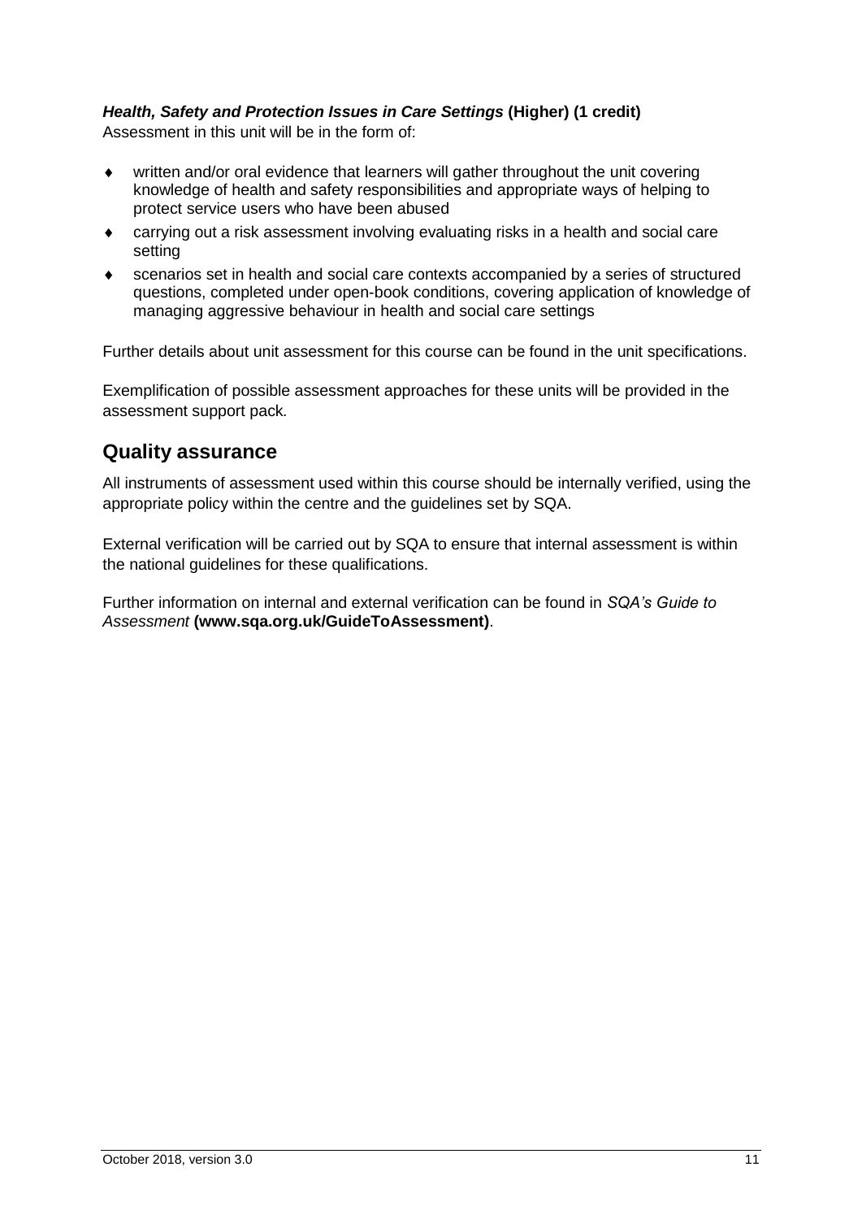***Health, Safety and Protection Issues in Care Settings* (Higher) (1 credit)**

Assessment in this unit will be in the form of:

- written and/or oral evidence that learners will gather throughout the unit covering knowledge of health and safety responsibilities and appropriate ways of helping to protect service users who have been abused
- carrying out a risk assessment involving evaluating risks in a health and social care setting
- scenarios set in health and social care contexts accompanied by a series of structured questions, completed under open-book conditions, covering application of knowledge of managing aggressive behaviour in health and social care settings

Further details about unit assessment for this course can be found in the unit specifications.

Exemplification of possible assessment approaches for these units will be provided in the assessment support pack.

## Quality assurance

All instruments of assessment used within this course should be internally verified, using the appropriate policy within the centre and the guidelines set by SQA.

External verification will be carried out by SQA to ensure that internal assessment is within the national guidelines for these qualifications.

Further information on internal and external verification can be found in *SQA's Guide to Assessment* **(www.sqa.org.uk/GuideToAssessment)**.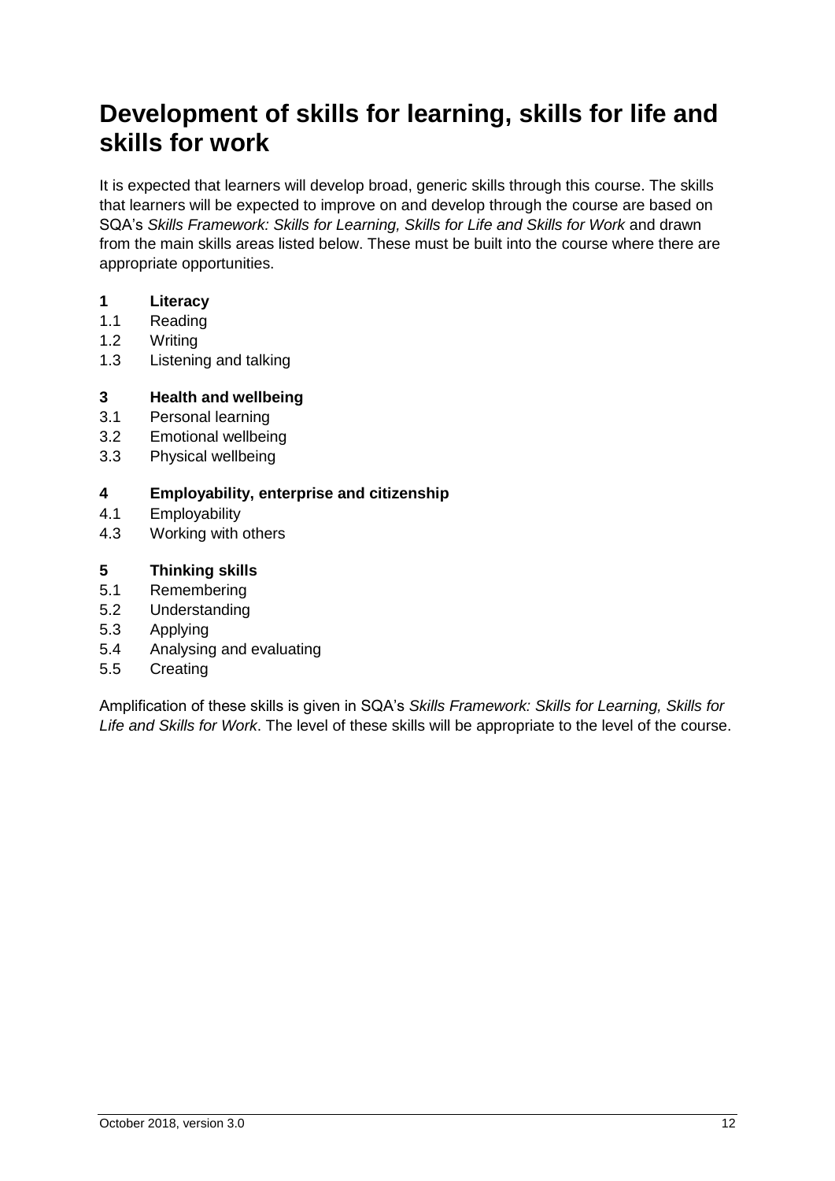# Development of skills for learning, skills for life and skills for work

It is expected that learners will develop broad, generic skills through this course. The skills that learners will be expected to improve on and develop through the course are based on SQA's *Skills Framework: Skills for Learning, Skills for Life and Skills for Work* and drawn from the main skills areas listed below. These must be built into the course where there are appropriate opportunities.

**1 Literacy**
1.1 Reading
1.2 Writing
1.3 Listening and talking

**3 Health and wellbeing**
3.1 Personal learning
3.2 Emotional wellbeing
3.3 Physical wellbeing

**4 Employability, enterprise and citizenship**
4.1 Employability
4.3 Working with others

**5 Thinking skills**
5.1 Remembering
5.2 Understanding
5.3 Applying
5.4 Analysing and evaluating
5.5 Creating

Amplification of these skills is given in SQA's *Skills Framework: Skills for Learning, Skills for Life and Skills for Work*. The level of these skills will be appropriate to the level of the course.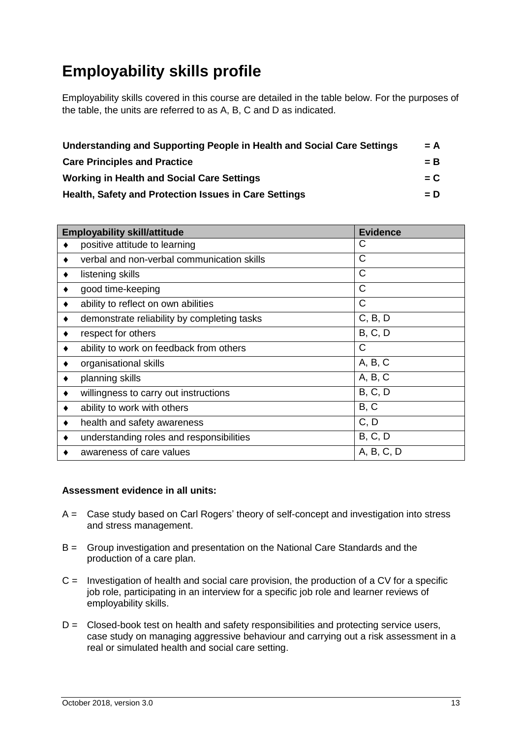# Employability skills profile

Employability skills covered in this course are detailed in the table below. For the purposes of the table, the units are referred to as A, B, C and D as indicated.

| | |
|---|---|
| **Understanding and Supporting People in Health and Social Care Settings** | **= A** |
| **Care Principles and Practice** | **= B** |
| **Working in Health and Social Care Settings** | **= C** |
| **Health, Safety and Protection Issues in Care Settings** | **= D** |

| Employability skill/attitude | Evidence |
|---|---|
| ♦ positive attitude to learning | C |
| ♦ verbal and non-verbal communication skills | C |
| ♦ listening skills | C |
| ♦ good time-keeping | C |
| ♦ ability to reflect on own abilities | C |
| ♦ demonstrate reliability by completing tasks | C, B, D |
| ♦ respect for others | B, C, D |
| ♦ ability to work on feedback from others | C |
| ♦ organisational skills | A, B, C |
| ♦ planning skills | A, B, C |
| ♦ willingness to carry out instructions | B, C, D |
| ♦ ability to work with others | B, C |
| ♦ health and safety awareness | C, D |
| ♦ understanding roles and responsibilities | B, C, D |
| ♦ awareness of care values | A, B, C, D |

**Assessment evidence in all units:**

A = Case study based on Carl Rogers' theory of self-concept and investigation into stress and stress management.

B = Group investigation and presentation on the National Care Standards and the production of a care plan.

C = Investigation of health and social care provision, the production of a CV for a specific job role, participating in an interview for a specific job role and learner reviews of employability skills.

D = Closed-book test on health and safety responsibilities and protecting service users, case study on managing aggressive behaviour and carrying out a risk assessment in a real or simulated health and social care setting.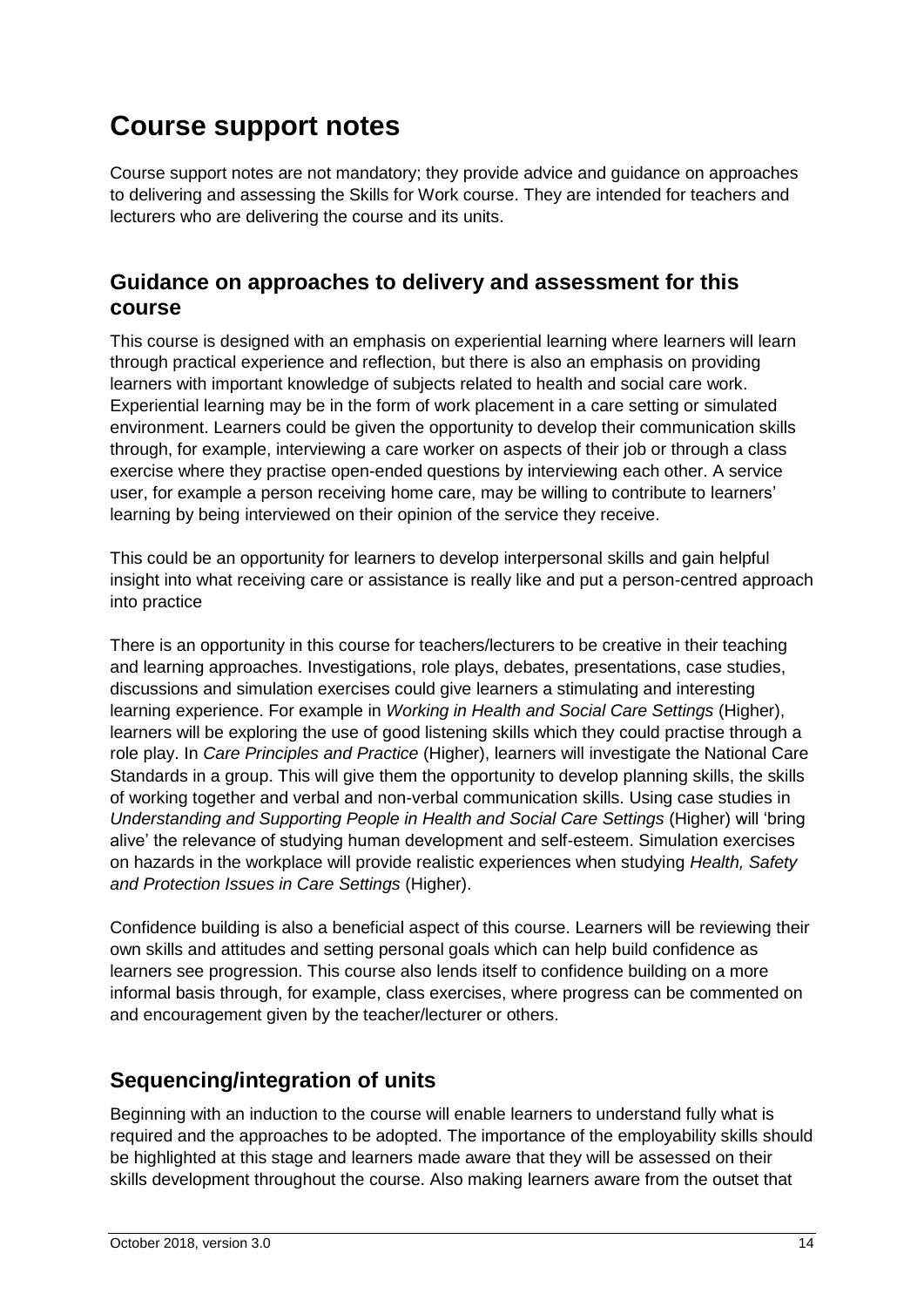# Course support notes

Course support notes are not mandatory; they provide advice and guidance on approaches to delivering and assessing the Skills for Work course. They are intended for teachers and lecturers who are delivering the course and its units.

## Guidance on approaches to delivery and assessment for this course

This course is designed with an emphasis on experiential learning where learners will learn through practical experience and reflection, but there is also an emphasis on providing learners with important knowledge of subjects related to health and social care work. Experiential learning may be in the form of work placement in a care setting or simulated environment. Learners could be given the opportunity to develop their communication skills through, for example, interviewing a care worker on aspects of their job or through a class exercise where they practise open-ended questions by interviewing each other. A service user, for example a person receiving home care, may be willing to contribute to learners' learning by being interviewed on their opinion of the service they receive.

This could be an opportunity for learners to develop interpersonal skills and gain helpful insight into what receiving care or assistance is really like and put a person-centred approach into practice

There is an opportunity in this course for teachers/lecturers to be creative in their teaching and learning approaches. Investigations, role plays, debates, presentations, case studies, discussions and simulation exercises could give learners a stimulating and interesting learning experience. For example in *Working in Health and Social Care Settings* (Higher), learners will be exploring the use of good listening skills which they could practise through a role play. In *Care Principles and Practice* (Higher), learners will investigate the National Care Standards in a group. This will give them the opportunity to develop planning skills, the skills of working together and verbal and non-verbal communication skills. Using case studies in *Understanding and Supporting People in Health and Social Care Settings* (Higher) will 'bring alive' the relevance of studying human development and self-esteem. Simulation exercises on hazards in the workplace will provide realistic experiences when studying *Health, Safety and Protection Issues in Care Settings* (Higher).

Confidence building is also a beneficial aspect of this course. Learners will be reviewing their own skills and attitudes and setting personal goals which can help build confidence as learners see progression. This course also lends itself to confidence building on a more informal basis through, for example, class exercises, where progress can be commented on and encouragement given by the teacher/lecturer or others.

## Sequencing/integration of units

Beginning with an induction to the course will enable learners to understand fully what is required and the approaches to be adopted. The importance of the employability skills should be highlighted at this stage and learners made aware that they will be assessed on their skills development throughout the course. Also making learners aware from the outset that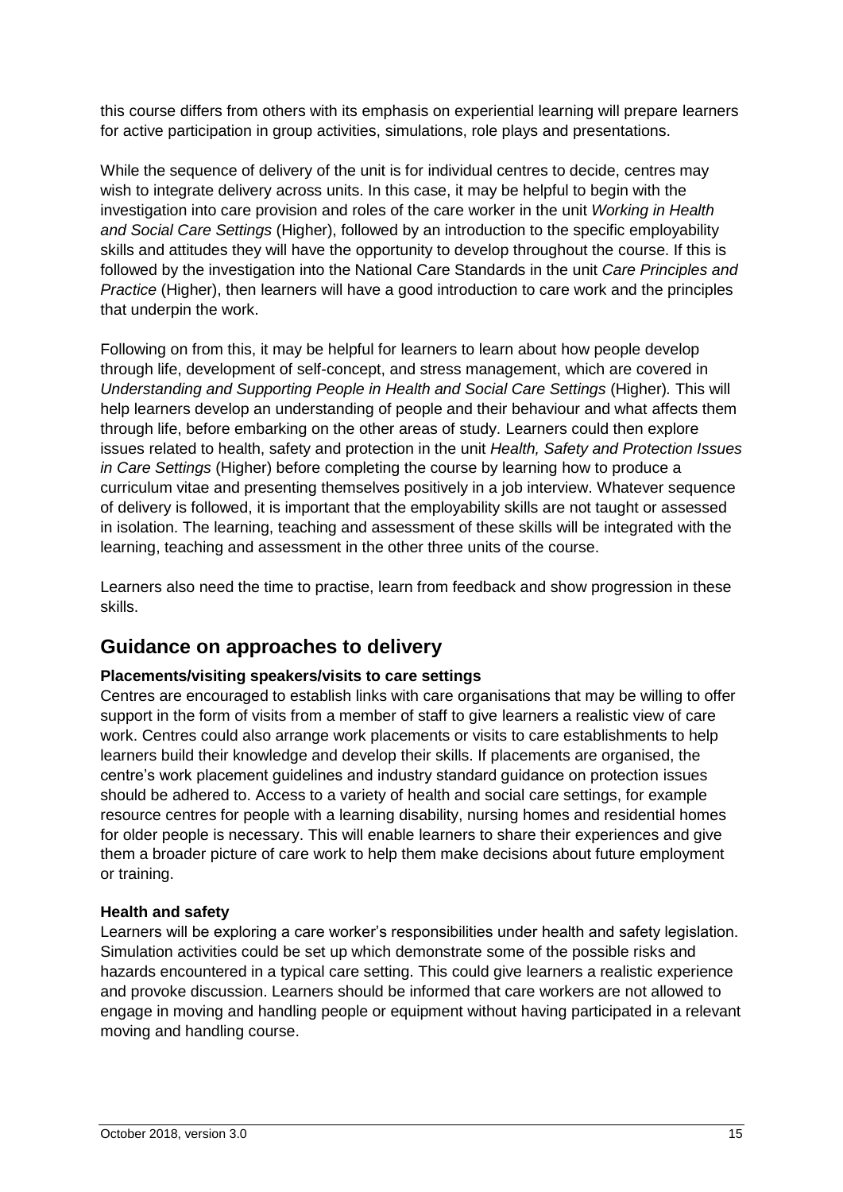this course differs from others with its emphasis on experiential learning will prepare learners for active participation in group activities, simulations, role plays and presentations.

While the sequence of delivery of the unit is for individual centres to decide, centres may wish to integrate delivery across units. In this case, it may be helpful to begin with the investigation into care provision and roles of the care worker in the unit *Working in Health and Social Care Settings* (Higher), followed by an introduction to the specific employability skills and attitudes they will have the opportunity to develop throughout the course. If this is followed by the investigation into the National Care Standards in the unit *Care Principles and Practice* (Higher), then learners will have a good introduction to care work and the principles that underpin the work.

Following on from this, it may be helpful for learners to learn about how people develop through life, development of self-concept, and stress management, which are covered in *Understanding and Supporting People in Health and Social Care Settings* (Higher)*.* This will help learners develop an understanding of people and their behaviour and what affects them through life, before embarking on the other areas of study. Learners could then explore issues related to health, safety and protection in the unit *Health, Safety and Protection Issues in Care Settings* (Higher) before completing the course by learning how to produce a curriculum vitae and presenting themselves positively in a job interview. Whatever sequence of delivery is followed, it is important that the employability skills are not taught or assessed in isolation. The learning, teaching and assessment of these skills will be integrated with the learning, teaching and assessment in the other three units of the course.

Learners also need the time to practise, learn from feedback and show progression in these skills.

## Guidance on approaches to delivery

**Placements/visiting speakers/visits to care settings**

Centres are encouraged to establish links with care organisations that may be willing to offer support in the form of visits from a member of staff to give learners a realistic view of care work. Centres could also arrange work placements or visits to care establishments to help learners build their knowledge and develop their skills. If placements are organised, the centre's work placement guidelines and industry standard guidance on protection issues should be adhered to. Access to a variety of health and social care settings, for example resource centres for people with a learning disability, nursing homes and residential homes for older people is necessary. This will enable learners to share their experiences and give them a broader picture of care work to help them make decisions about future employment or training.

**Health and safety**

Learners will be exploring a care worker's responsibilities under health and safety legislation. Simulation activities could be set up which demonstrate some of the possible risks and hazards encountered in a typical care setting. This could give learners a realistic experience and provoke discussion. Learners should be informed that care workers are not allowed to engage in moving and handling people or equipment without having participated in a relevant moving and handling course.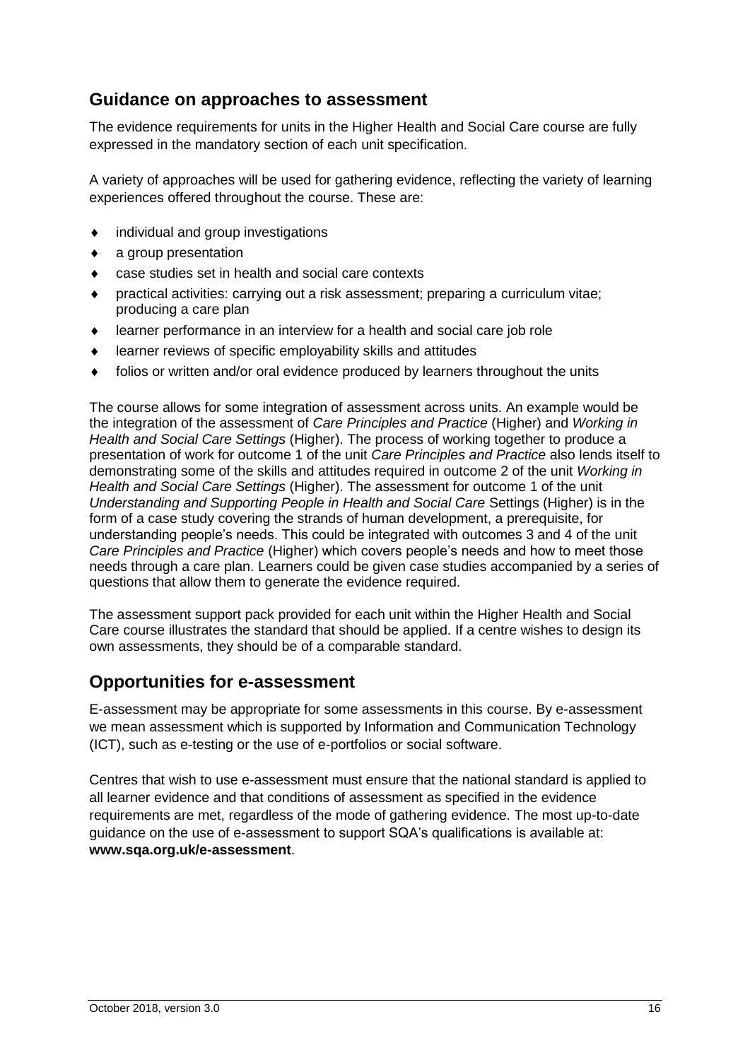## Guidance on approaches to assessment

The evidence requirements for units in the Higher Health and Social Care course are fully expressed in the mandatory section of each unit specification.

A variety of approaches will be used for gathering evidence, reflecting the variety of learning experiences offered throughout the course. These are:

- individual and group investigations
- a group presentation
- case studies set in health and social care contexts
- practical activities: carrying out a risk assessment; preparing a curriculum vitae; producing a care plan
- learner performance in an interview for a health and social care job role
- learner reviews of specific employability skills and attitudes
- folios or written and/or oral evidence produced by learners throughout the units

The course allows for some integration of assessment across units. An example would be the integration of the assessment of *Care Principles and Practice* (Higher) and *Working in Health and Social Care Settings* (Higher). The process of working together to produce a presentation of work for outcome 1 of the unit *Care Principles and Practice* also lends itself to demonstrating some of the skills and attitudes required in outcome 2 of the unit *Working in Health and Social Care Settings* (Higher). The assessment for outcome 1 of the unit *Understanding and Supporting People in Health and Social Care* Settings (Higher) is in the form of a case study covering the strands of human development, a prerequisite, for understanding people's needs. This could be integrated with outcomes 3 and 4 of the unit *Care Principles and Practice* (Higher) which covers people's needs and how to meet those needs through a care plan. Learners could be given case studies accompanied by a series of questions that allow them to generate the evidence required.

The assessment support pack provided for each unit within the Higher Health and Social Care course illustrates the standard that should be applied. If a centre wishes to design its own assessments, they should be of a comparable standard.

## Opportunities for e-assessment

E-assessment may be appropriate for some assessments in this course. By e-assessment we mean assessment which is supported by Information and Communication Technology (ICT), such as e-testing or the use of e-portfolios or social software.

Centres that wish to use e-assessment must ensure that the national standard is applied to all learner evidence and that conditions of assessment as specified in the evidence requirements are met, regardless of the mode of gathering evidence. The most up-to-date guidance on the use of e-assessment to support SQA's qualifications is available at: **www.sqa.org.uk/e-assessment**.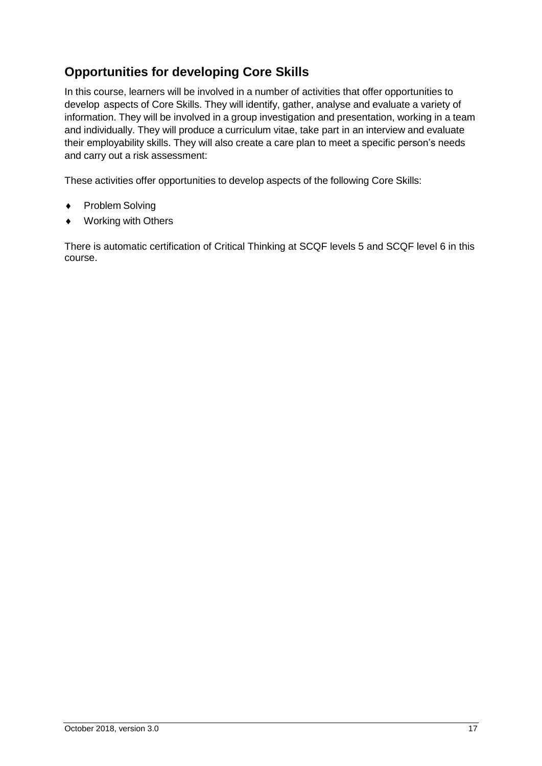## Opportunities for developing Core Skills

In this course, learners will be involved in a number of activities that offer opportunities to develop aspects of Core Skills. They will identify, gather, analyse and evaluate a variety of information. They will be involved in a group investigation and presentation, working in a team and individually. They will produce a curriculum vitae, take part in an interview and evaluate their employability skills. They will also create a care plan to meet a specific person's needs and carry out a risk assessment:

These activities offer opportunities to develop aspects of the following Core Skills:

- Problem Solving
- Working with Others

There is automatic certification of Critical Thinking at SCQF levels 5 and SCQF level 6 in this course.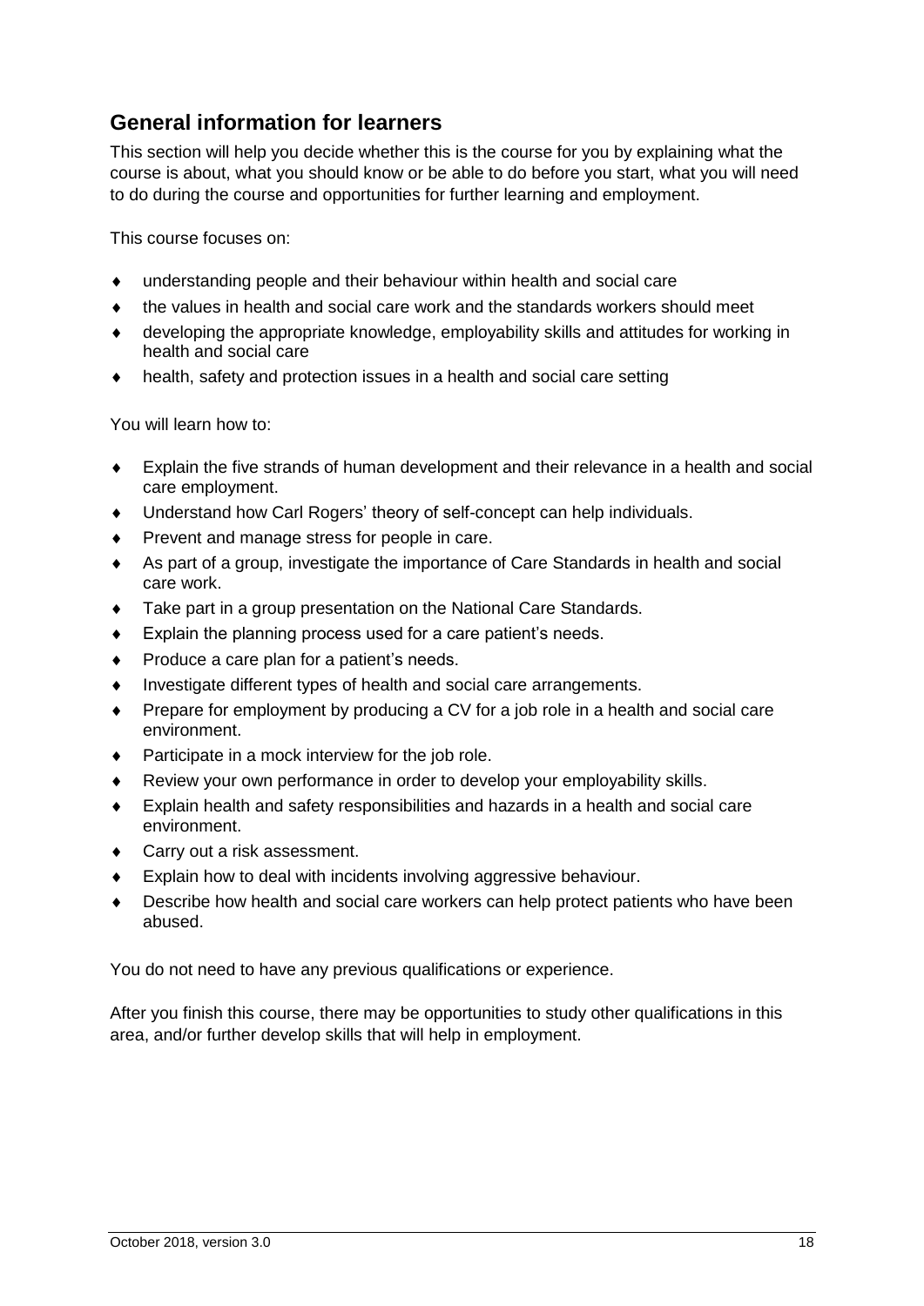## General information for learners

This section will help you decide whether this is the course for you by explaining what the course is about, what you should know or be able to do before you start, what you will need to do during the course and opportunities for further learning and employment.

This course focuses on:

- understanding people and their behaviour within health and social care
- the values in health and social care work and the standards workers should meet
- developing the appropriate knowledge, employability skills and attitudes for working in health and social care
- health, safety and protection issues in a health and social care setting

You will learn how to:

- Explain the five strands of human development and their relevance in a health and social care employment.
- Understand how Carl Rogers' theory of self-concept can help individuals.
- Prevent and manage stress for people in care.
- As part of a group, investigate the importance of Care Standards in health and social care work.
- Take part in a group presentation on the National Care Standards.
- Explain the planning process used for a care patient's needs.
- Produce a care plan for a patient's needs.
- Investigate different types of health and social care arrangements.
- Prepare for employment by producing a CV for a job role in a health and social care environment.
- Participate in a mock interview for the job role.
- Review your own performance in order to develop your employability skills.
- Explain health and safety responsibilities and hazards in a health and social care environment.
- Carry out a risk assessment.
- Explain how to deal with incidents involving aggressive behaviour.
- Describe how health and social care workers can help protect patients who have been abused.

You do not need to have any previous qualifications or experience.

After you finish this course, there may be opportunities to study other qualifications in this area, and/or further develop skills that will help in employment.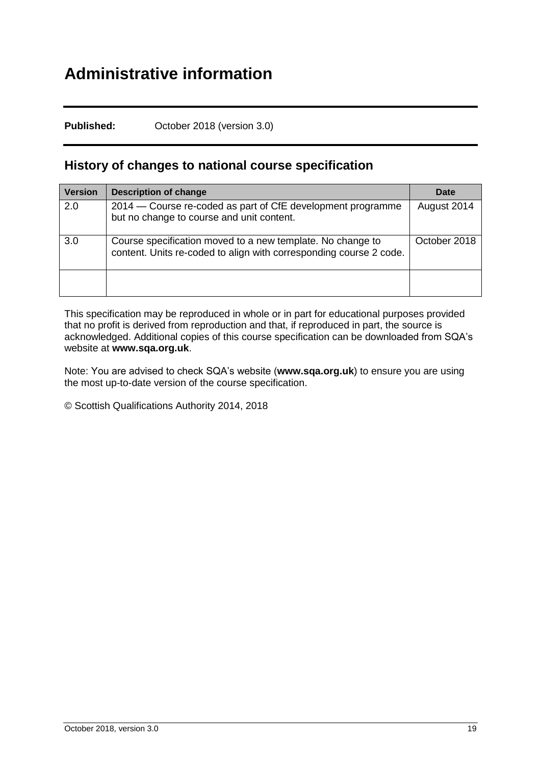# Administrative information

**Published:** October 2018 (version 3.0)

## History of changes to national course specification

| Version | Description of change | Date |
|---|---|---|
| 2.0 | 2014 — Course re-coded as part of CfE development programme but no change to course and unit content. | August 2014 |
| 3.0 | Course specification moved to a new template. No change to content. Units re-coded to align with corresponding course 2 code. | October 2018 |
| | | |

This specification may be reproduced in whole or in part for educational purposes provided that no profit is derived from reproduction and that, if reproduced in part, the source is acknowledged. Additional copies of this course specification can be downloaded from SQA's website at **www.sqa.org.uk**.

Note: You are advised to check SQA's website (**www.sqa.org.uk**) to ensure you are using the most up-to-date version of the course specification.

© Scottish Qualifications Authority 2014, 2018